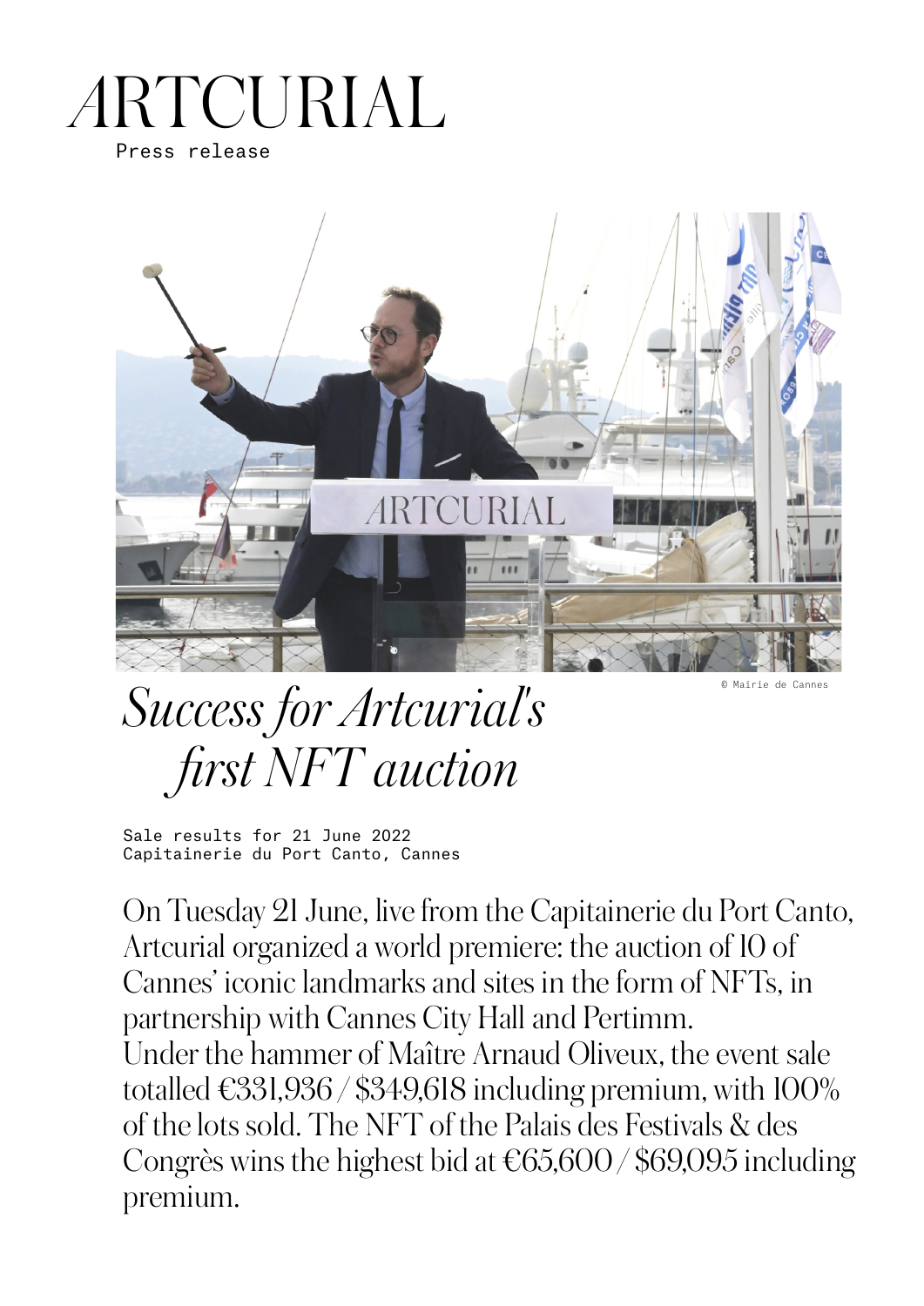# ARTCURIAL

Press release

© Mairie de Cannes

# *Success for Artcurial's first NFT auction*

Sale results for 21 June 2022
Capitainerie du Port Canto, Cannes

On Tuesday 21 June, live from the Capitainerie du Port Canto, Artcurial organized a world premiere: the auction of 10 of Cannes' iconic landmarks and sites in the form of NFTs, in partnership with Cannes City Hall and Pertimm.
Under the hammer of Maître Arnaud Oliveux, the event sale totalled €331,936 / $349,618 including premium, with 100% of the lots sold. The NFT of the Palais des Festivals & des Congrès wins the highest bid at €65,600 / $69,095 including premium.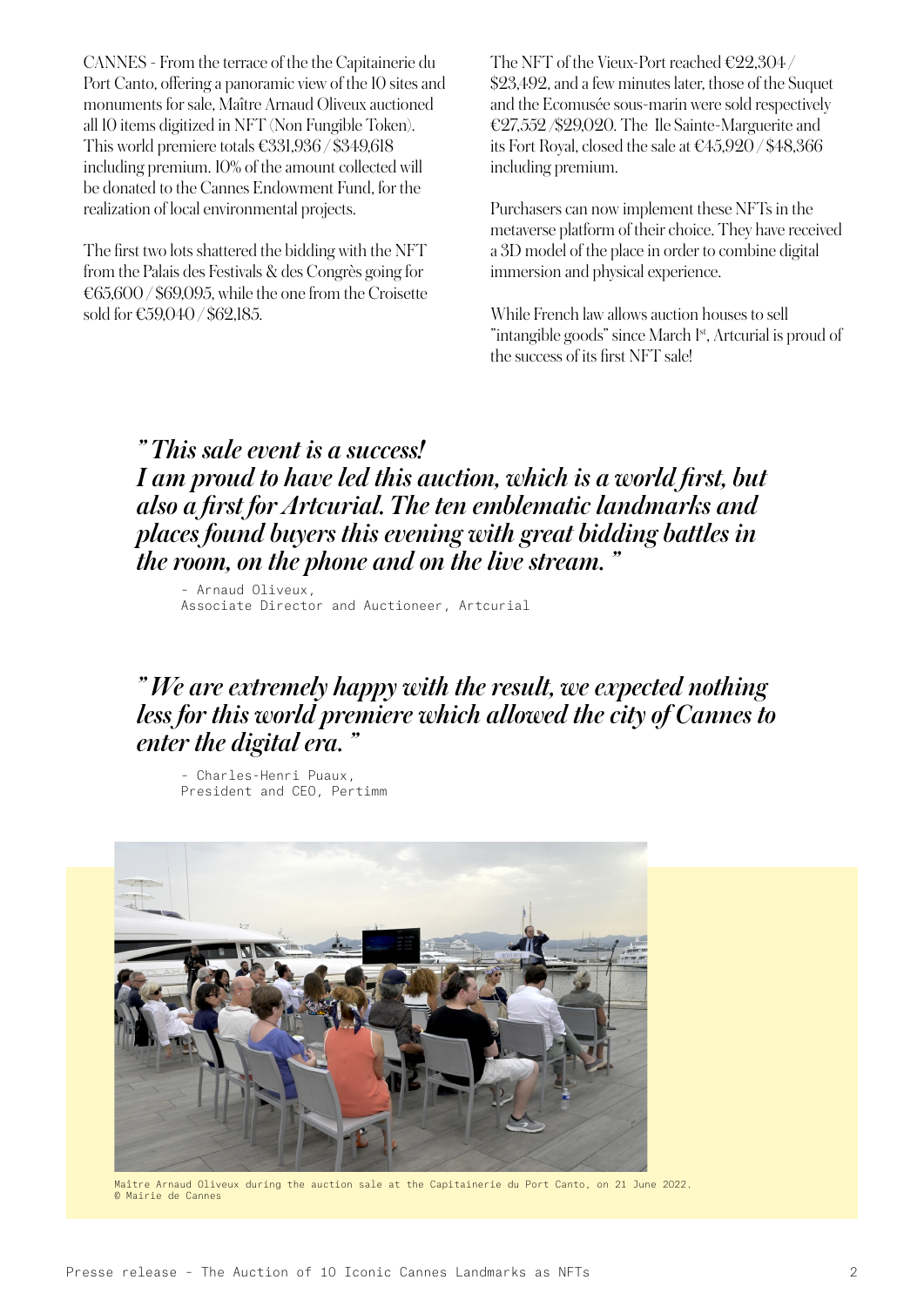CANNES - From the terrace of the the Capitainerie du Port Canto, offering a panoramic view of the 10 sites and monuments for sale, Maître Arnaud Oliveux auctioned all 10 items digitized in NFT (Non Fungible Token). This world premiere totals €331,936 / $349,618 including premium. 10% of the amount collected will be donated to the Cannes Endowment Fund, for the realization of local environmental projects.

The first two lots shattered the bidding with the NFT from the Palais des Festivals & des Congrès going for €65,600 / $69,095, while the one from the Croisette sold for €59,040 / $62,185.

The NFT of the Vieux-Port reached €22,304 / $23,492, and a few minutes later, those of the Suquet and the Ecomusée sous-marin were sold respectively €27,552 /$29,020. The Ile Sainte-Marguerite and its Fort Royal, closed the sale at €45,920 / $48,366 including premium.

Purchasers can now implement these NFTs in the metaverse platform of their choice. They have received a 3D model of the place in order to combine digital immersion and physical experience.

While French law allows auction houses to sell "intangible goods" since March 1st, Artcurial is proud of the success of its first NFT sale!

***"This sale event is a success! I am proud to have led this auction, which is a world first, but also a first for Artcurial. The ten emblematic landmarks and places found buyers this evening with great bidding battles in the room, on the phone and on the live stream."***

- Arnaud Oliveux,
Associate Director and Auctioneer, Artcurial

***"We are extremely happy with the result, we expected nothing less for this world premiere which allowed the city of Cannes to enter the digital era."***

- Charles-Henri Puaux,
President and CEO, Pertimm

Maître Arnaud Oliveux during the auction sale at the Capitainerie du Port Canto, on 21 June 2022.
© Mairie de Cannes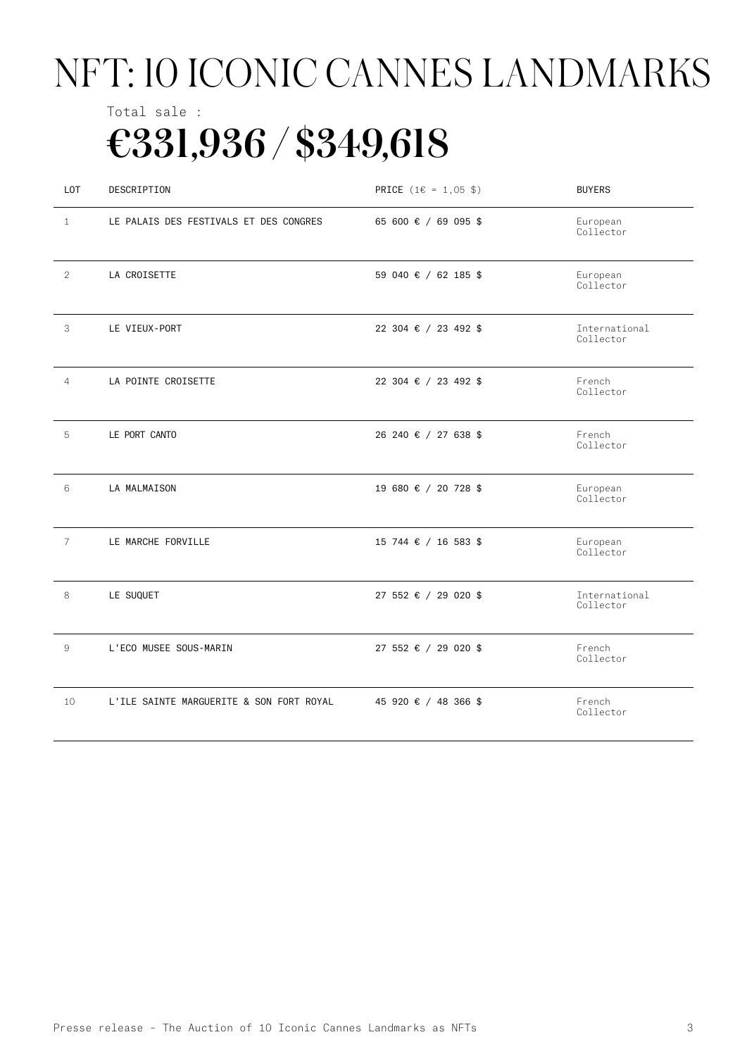# NFT: 10 ICONIC CANNES LANDMARKS

Total sale :

**€331,936 / $349,618**

| LOT | DESCRIPTION | PRICE (1€ = 1,05 $) | BUYERS |
|---|---|---|---|
| 1 | LE PALAIS DES FESTIVALS ET DES CONGRES | 65 600 € / 69 095 $ | European Collector |
| 2 | LA CROISETTE | 59 040 € / 62 185 $ | European Collector |
| 3 | LE VIEUX-PORT | 22 304 € / 23 492 $ | International Collector |
| 4 | LA POINTE CROISETTE | 22 304 € / 23 492 $ | French Collector |
| 5 | LE PORT CANTO | 26 240 € / 27 638 $ | French Collector |
| 6 | LA MALMAISON | 19 680 € / 20 728 $ | European Collector |
| 7 | LE MARCHE FORVILLE | 15 744 € / 16 583 $ | European Collector |
| 8 | LE SUQUET | 27 552 € / 29 020 $ | International Collector |
| 9 | L'ECO MUSEE SOUS-MARIN | 27 552 € / 29 020 $ | French Collector |
| 10 | L'ILE SAINTE MARGUERITE & SON FORT ROYAL | 45 920 € / 48 366 $ | French Collector |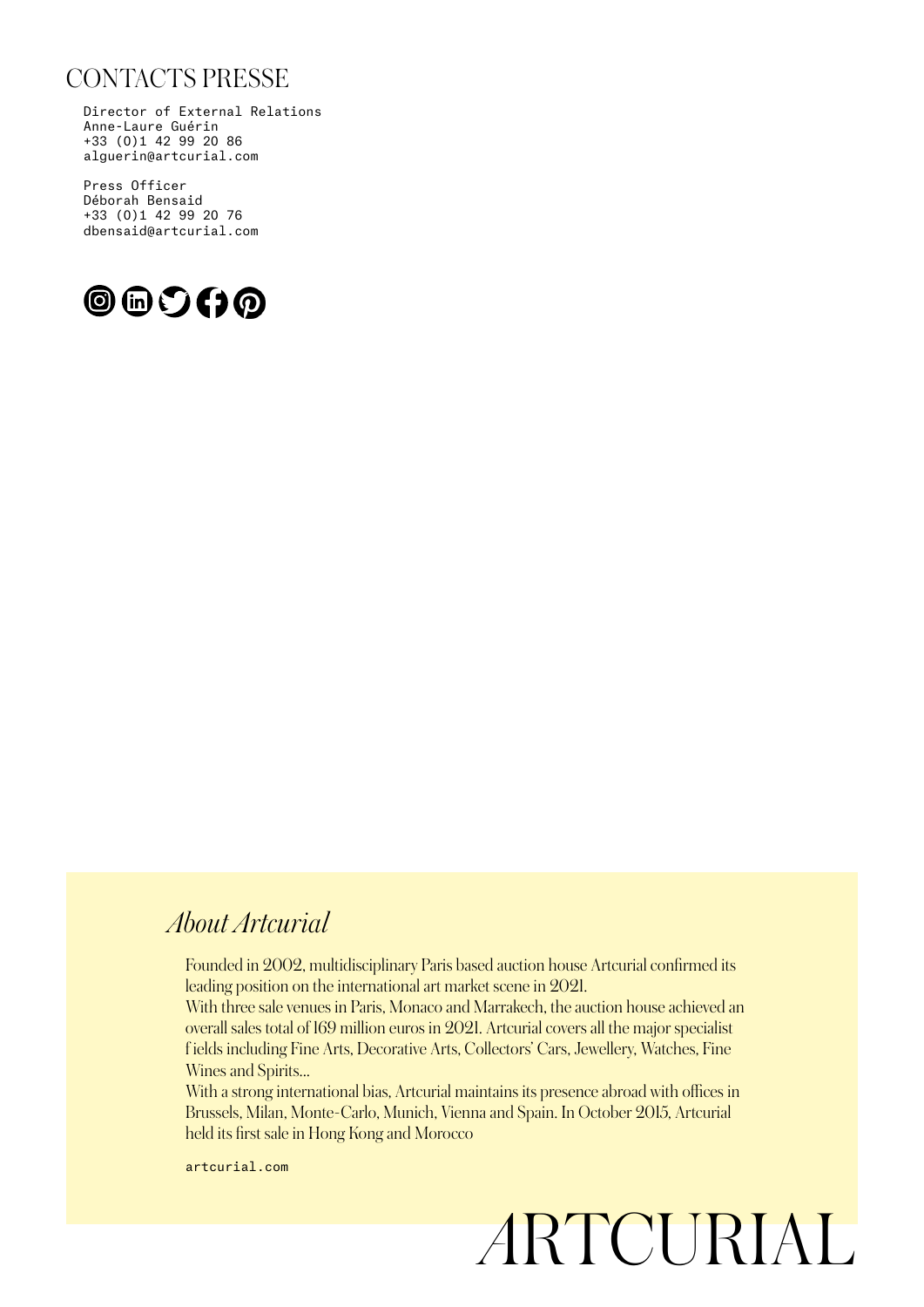# CONTACTS PRESSE

Director of External Relations
Anne-Laure Guérin
+33 (0)1 42 99 20 86
alguerin@artcurial.com

Press Officer
Déborah Bensaid
+33 (0)1 42 99 20 76
dbensaid@artcurial.com

## *About Artcurial*

Founded in 2002, multidisciplinary Paris based auction house Artcurial confirmed its leading position on the international art market scene in 2021.
With three sale venues in Paris, Monaco and Marrakech, the auction house achieved an overall sales total of 169 million euros in 2021. Artcurial covers all the major specialist fields including Fine Arts, Decorative Arts, Collectors' Cars, Jewellery, Watches, Fine Wines and Spirits...
With a strong international bias, Artcurial maintains its presence abroad with offices in Brussels, Milan, Monte-Carlo, Munich, Vienna and Spain. In October 2015, Artcurial held its first sale in Hong Kong and Morocco

artcurial.com

ARTCURIAL